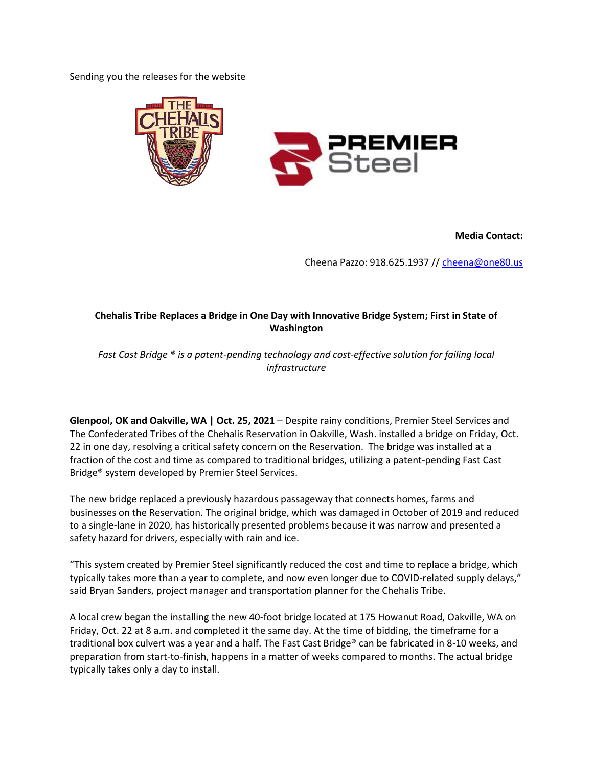Sending you the releases for the website

**Media Contact:**

Cheena Pazzo: 918.625.1937 // cheena@one80.us

**Chehalis Tribe Replaces a Bridge in One Day with Innovative Bridge System; First in State of Washington**

*Fast Cast Bridge ® is a patent-pending technology and cost-effective solution for failing local infrastructure*

**Glenpool, OK and Oakville, WA | Oct. 25, 2021** – Despite rainy conditions, Premier Steel Services and The Confederated Tribes of the Chehalis Reservation in Oakville, Wash. installed a bridge on Friday, Oct. 22 in one day, resolving a critical safety concern on the Reservation. The bridge was installed at a fraction of the cost and time as compared to traditional bridges, utilizing a patent-pending Fast Cast Bridge® system developed by Premier Steel Services.

The new bridge replaced a previously hazardous passageway that connects homes, farms and businesses on the Reservation. The original bridge, which was damaged in October of 2019 and reduced to a single-lane in 2020, has historically presented problems because it was narrow and presented a safety hazard for drivers, especially with rain and ice.

"This system created by Premier Steel significantly reduced the cost and time to replace a bridge, which typically takes more than a year to complete, and now even longer due to COVID-related supply delays," said Bryan Sanders, project manager and transportation planner for the Chehalis Tribe.

A local crew began the installing the new 40-foot bridge located at 175 Howanut Road, Oakville, WA on Friday, Oct. 22 at 8 a.m. and completed it the same day. At the time of bidding, the timeframe for a traditional box culvert was a year and a half. The Fast Cast Bridge® can be fabricated in 8-10 weeks, and preparation from start-to-finish, happens in a matter of weeks compared to months. The actual bridge typically takes only a day to install.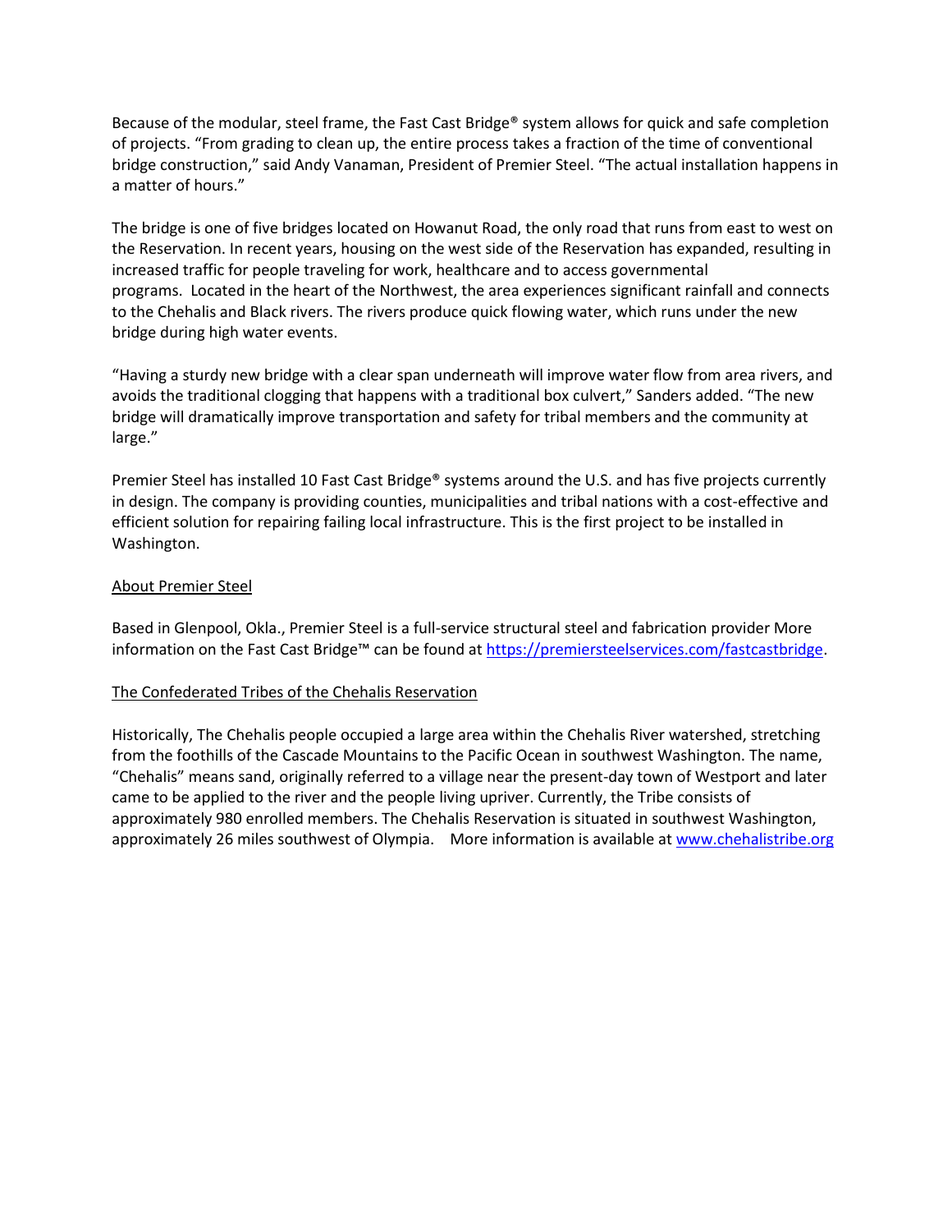Because of the modular, steel frame, the Fast Cast Bridge® system allows for quick and safe completion of projects. "From grading to clean up, the entire process takes a fraction of the time of conventional bridge construction," said Andy Vanaman, President of Premier Steel. "The actual installation happens in a matter of hours."

The bridge is one of five bridges located on Howanut Road, the only road that runs from east to west on the Reservation. In recent years, housing on the west side of the Reservation has expanded, resulting in increased traffic for people traveling for work, healthcare and to access governmental programs. Located in the heart of the Northwest, the area experiences significant rainfall and connects to the Chehalis and Black rivers. The rivers produce quick flowing water, which runs under the new bridge during high water events.

"Having a sturdy new bridge with a clear span underneath will improve water flow from area rivers, and avoids the traditional clogging that happens with a traditional box culvert," Sanders added. "The new bridge will dramatically improve transportation and safety for tribal members and the community at large."

Premier Steel has installed 10 Fast Cast Bridge® systems around the U.S. and has five projects currently in design. The company is providing counties, municipalities and tribal nations with a cost-effective and efficient solution for repairing failing local infrastructure. This is the first project to be installed in Washington.

<u>About Premier Steel</u>

Based in Glenpool, Okla., Premier Steel is a full-service structural steel and fabrication provider More information on the Fast Cast Bridge™ can be found at https://premiersteelservices.com/fastcastbridge.

<u>The Confederated Tribes of the Chehalis Reservation</u>

Historically, The Chehalis people occupied a large area within the Chehalis River watershed, stretching from the foothills of the Cascade Mountains to the Pacific Ocean in southwest Washington. The name, "Chehalis" means sand, originally referred to a village near the present-day town of Westport and later came to be applied to the river and the people living upriver. Currently, the Tribe consists of approximately 980 enrolled members. The Chehalis Reservation is situated in southwest Washington, approximately 26 miles southwest of Olympia. More information is available at www.chehalistribe.org